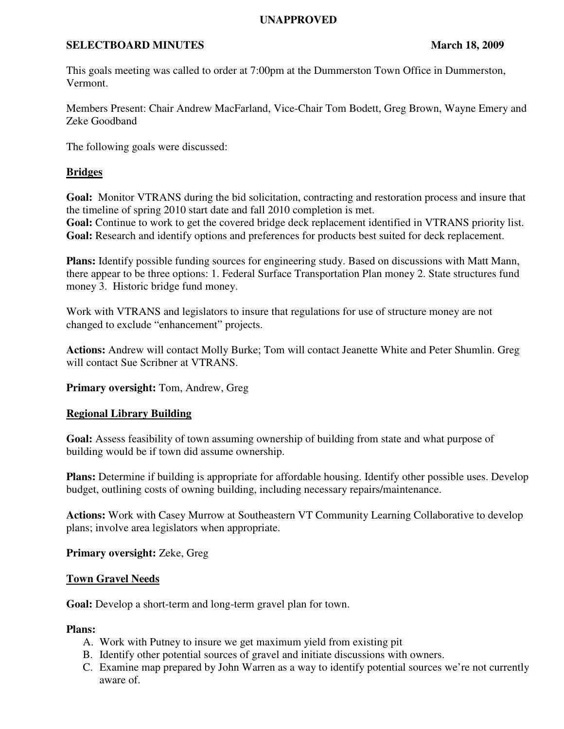**UNAPPROVED**

**SELECTBOARD MINUTES** **March 18, 2009**

This goals meeting was called to order at 7:00pm at the Dummerston Town Office in Dummerston, Vermont.

Members Present: Chair Andrew MacFarland, Vice-Chair Tom Bodett, Greg Brown, Wayne Emery and Zeke Goodband

The following goals were discussed:

## Bridges

**Goal:** Monitor VTRANS during the bid solicitation, contracting and restoration process and insure that the timeline of spring 2010 start date and fall 2010 completion is met.
**Goal:** Continue to work to get the covered bridge deck replacement identified in VTRANS priority list.
**Goal:** Research and identify options and preferences for products best suited for deck replacement.

**Plans:** Identify possible funding sources for engineering study. Based on discussions with Matt Mann, there appear to be three options: 1. Federal Surface Transportation Plan money 2. State structures fund money 3. Historic bridge fund money.

Work with VTRANS and legislators to insure that regulations for use of structure money are not changed to exclude "enhancement" projects.

**Actions:** Andrew will contact Molly Burke; Tom will contact Jeanette White and Peter Shumlin. Greg will contact Sue Scribner at VTRANS.

**Primary oversight:** Tom, Andrew, Greg

## Regional Library Building

**Goal:** Assess feasibility of town assuming ownership of building from state and what purpose of building would be if town did assume ownership.

**Plans:** Determine if building is appropriate for affordable housing. Identify other possible uses. Develop budget, outlining costs of owning building, including necessary repairs/maintenance.

**Actions:** Work with Casey Murrow at Southeastern VT Community Learning Collaborative to develop plans; involve area legislators when appropriate.

**Primary oversight:** Zeke, Greg

## Town Gravel Needs

**Goal:** Develop a short-term and long-term gravel plan for town.

**Plans:**

A. Work with Putney to insure we get maximum yield from existing pit
B. Identify other potential sources of gravel and initiate discussions with owners.
C. Examine map prepared by John Warren as a way to identify potential sources we're not currently aware of.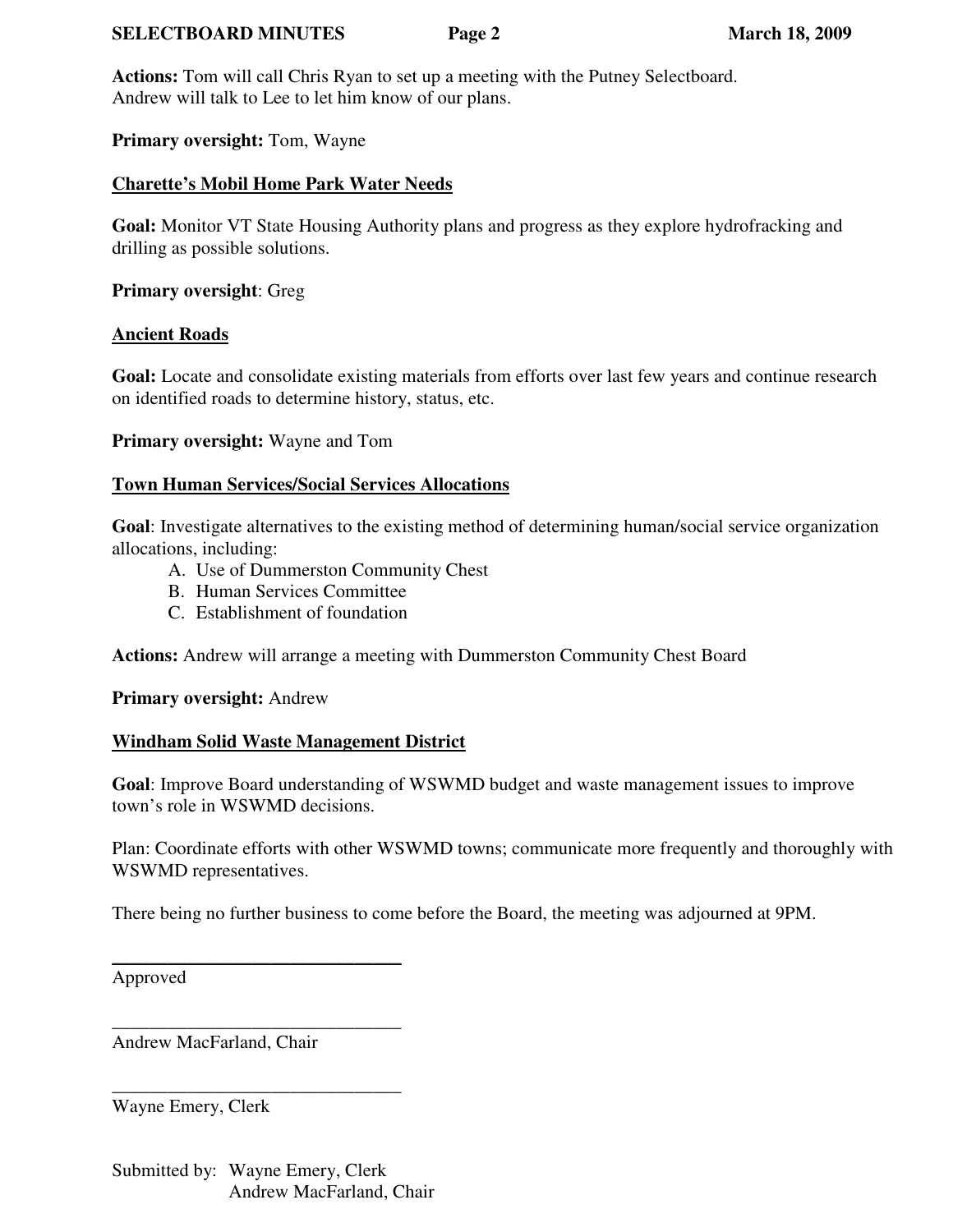**Actions:** Tom will call Chris Ryan to set up a meeting with the Putney Selectboard.
Andrew will talk to Lee to let him know of our plans.

**Primary oversight:** Tom, Wayne

**Charette's Mobil Home Park Water Needs**

**Goal:** Monitor VT State Housing Authority plans and progress as they explore hydrofracking and drilling as possible solutions.

**Primary oversight**: Greg

**Ancient Roads**

**Goal:** Locate and consolidate existing materials from efforts over last few years and continue research on identified roads to determine history, status, etc.

**Primary oversight:** Wayne and Tom

**Town Human Services/Social Services Allocations**

**Goal**: Investigate alternatives to the existing method of determining human/social service organization allocations, including:

A. Use of Dummerston Community Chest
B. Human Services Committee
C. Establishment of foundation

**Actions:** Andrew will arrange a meeting with Dummerston Community Chest Board

**Primary oversight:** Andrew

**Windham Solid Waste Management District**

**Goal**: Improve Board understanding of WSWMD budget and waste management issues to improve town's role in WSWMD decisions.

Plan: Coordinate efforts with other WSWMD towns; communicate more frequently and thoroughly with WSWMD representatives.

There being no further business to come before the Board, the meeting was adjourned at 9PM.

\_\_\_\_\_\_\_\_\_\_\_\_\_\_\_\_\_\_\_\_\_\_\_\_\_\_\_\_\_\_\_\_
Approved

\_\_\_\_\_\_\_\_\_\_\_\_\_\_\_\_\_\_\_\_\_\_\_\_\_\_\_\_\_\_\_\_
Andrew MacFarland, Chair

\_\_\_\_\_\_\_\_\_\_\_\_\_\_\_\_\_\_\_\_\_\_\_\_\_\_\_\_\_\_\_\_
Wayne Emery, Clerk

Submitted by: Wayne Emery, Clerk
Andrew MacFarland, Chair